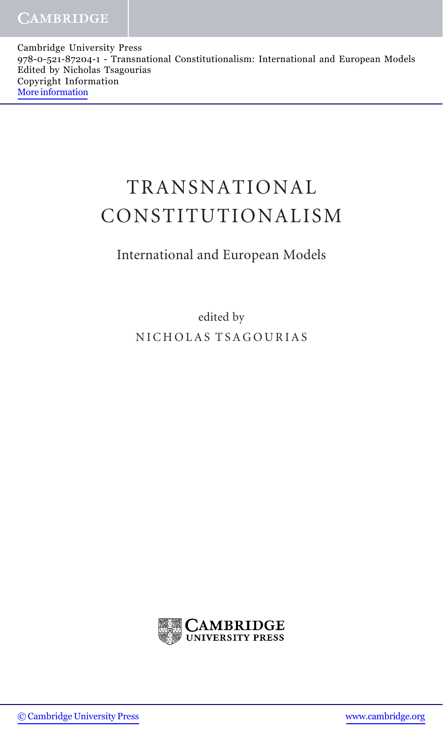Cambridge University Press
978-0-521-87204-1 - Transnational Constitutionalism: International and European Models
Edited by Nicholas Tsagourias
Copyright Information
More information

# TRANSNATIONAL CONSTITUTIONALISM

## International and European Models

edited by

NICHOLAS TSAGOURIAS

CAMBRIDGE UNIVERSITY PRESS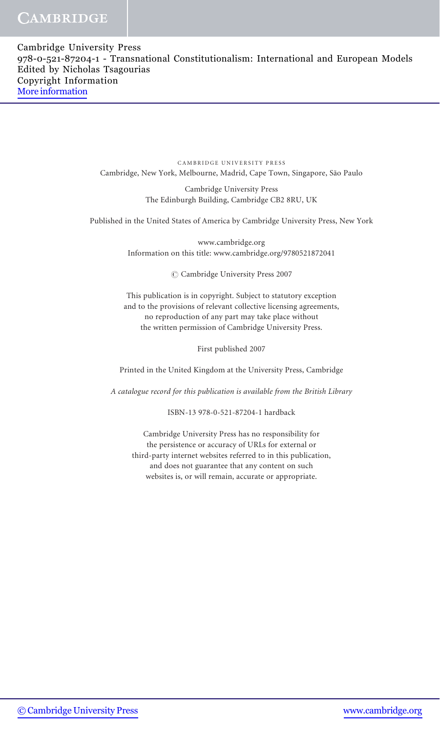CAMBRIDGE UNIVERSITY PRESS
Cambridge, New York, Melbourne, Madrid, Cape Town, Singapore, São Paulo

Cambridge University Press
The Edinburgh Building, Cambridge CB2 8RU, UK

Published in the United States of America by Cambridge University Press, New York

www.cambridge.org
Information on this title: www.cambridge.org/9780521872041

© Cambridge University Press 2007

This publication is in copyright. Subject to statutory exception
and to the provisions of relevant collective licensing agreements,
no reproduction of any part may take place without
the written permission of Cambridge University Press.

First published 2007

Printed in the United Kingdom at the University Press, Cambridge

*A catalogue record for this publication is available from the British Library*

ISBN-13 978-0-521-87204-1 hardback

Cambridge University Press has no responsibility for
the persistence or accuracy of URLs for external or
third-party internet websites referred to in this publication,
and does not guarantee that any content on such
websites is, or will remain, accurate or appropriate.